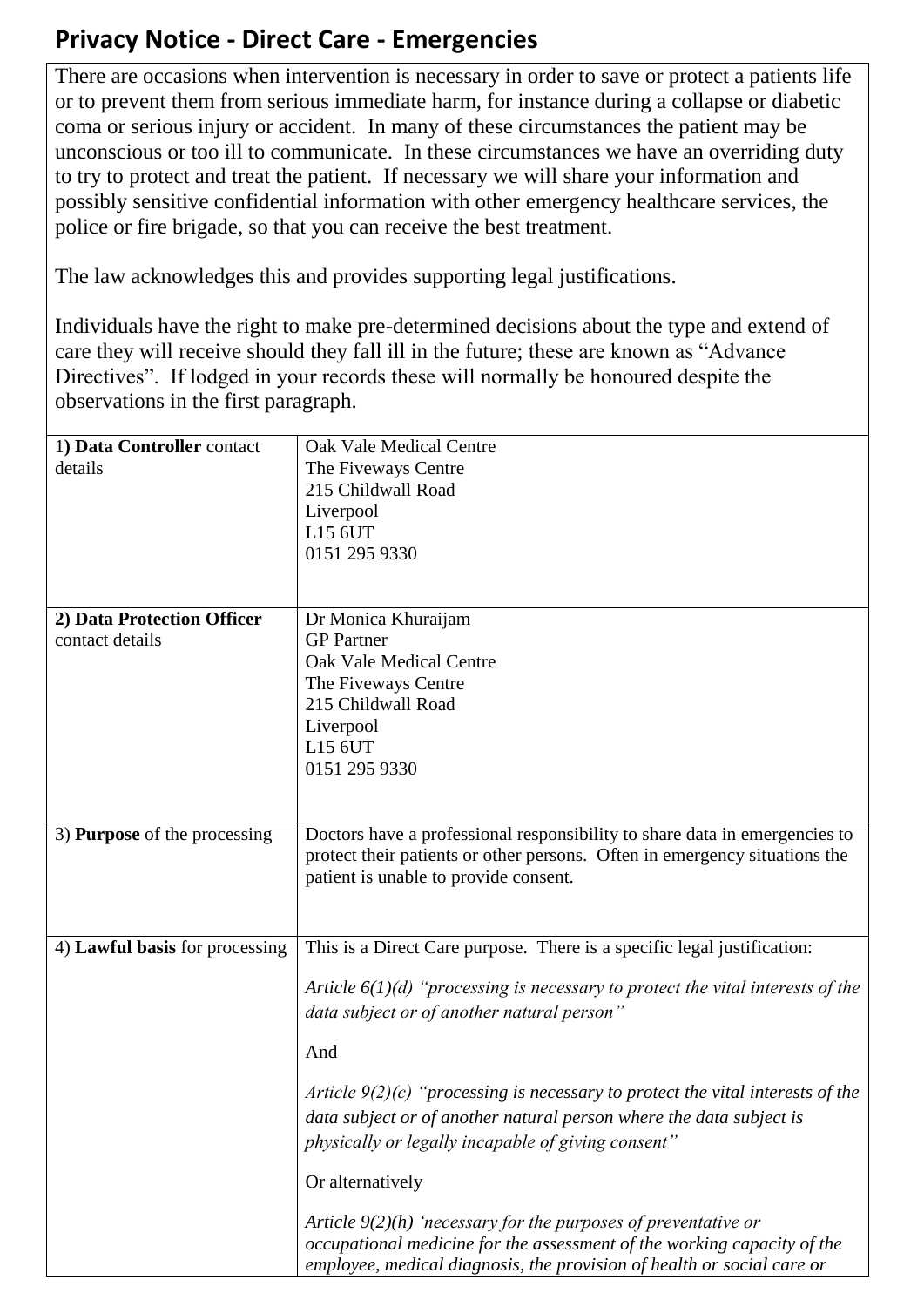# Privacy Notice - Direct Care - Emergencies

There are occasions when intervention is necessary in order to save or protect a patients life or to prevent them from serious immediate harm, for instance during a collapse or diabetic coma or serious injury or accident. In many of these circumstances the patient may be unconscious or too ill to communicate. In these circumstances we have an overriding duty to try to protect and treat the patient. If necessary we will share your information and possibly sensitive confidential information with other emergency healthcare services, the police or fire brigade, so that you can receive the best treatment.

The law acknowledges this and provides supporting legal justifications.

Individuals have the right to make pre-determined decisions about the type and extend of care they will receive should they fall ill in the future; these are known as "Advance Directives". If lodged in your records these will normally be honoured despite the observations in the first paragraph.

| | |
|---|---|
| 1) **Data Controller** contact details | Oak Vale Medical Centre<br>The Fiveways Centre<br>215 Childwall Road<br>Liverpool<br>L15 6UT<br>0151 295 9330 |
| **2) Data Protection Officer** contact details | Dr Monica Khuraijam<br>GP Partner<br>Oak Vale Medical Centre<br>The Fiveways Centre<br>215 Childwall Road<br>Liverpool<br>L15 6UT<br>0151 295 9330 |
| 3) **Purpose** of the processing | Doctors have a professional responsibility to share data in emergencies to protect their patients or other persons. Often in emergency situations the patient is unable to provide consent. |
| 4) **Lawful basis** for processing | This is a Direct Care purpose. There is a specific legal justification:<br><br>*Article 6(1)(d) "processing is necessary to protect the vital interests of the data subject or of another natural person"*<br><br>And<br><br>*Article 9(2)(c) "processing is necessary to protect the vital interests of the data subject or of another natural person where the data subject is physically or legally incapable of giving consent"*<br><br>Or alternatively<br><br>*Article 9(2)(h) 'necessary for the purposes of preventative or occupational medicine for the assessment of the working capacity of the employee, medical diagnosis, the provision of health or social care or* |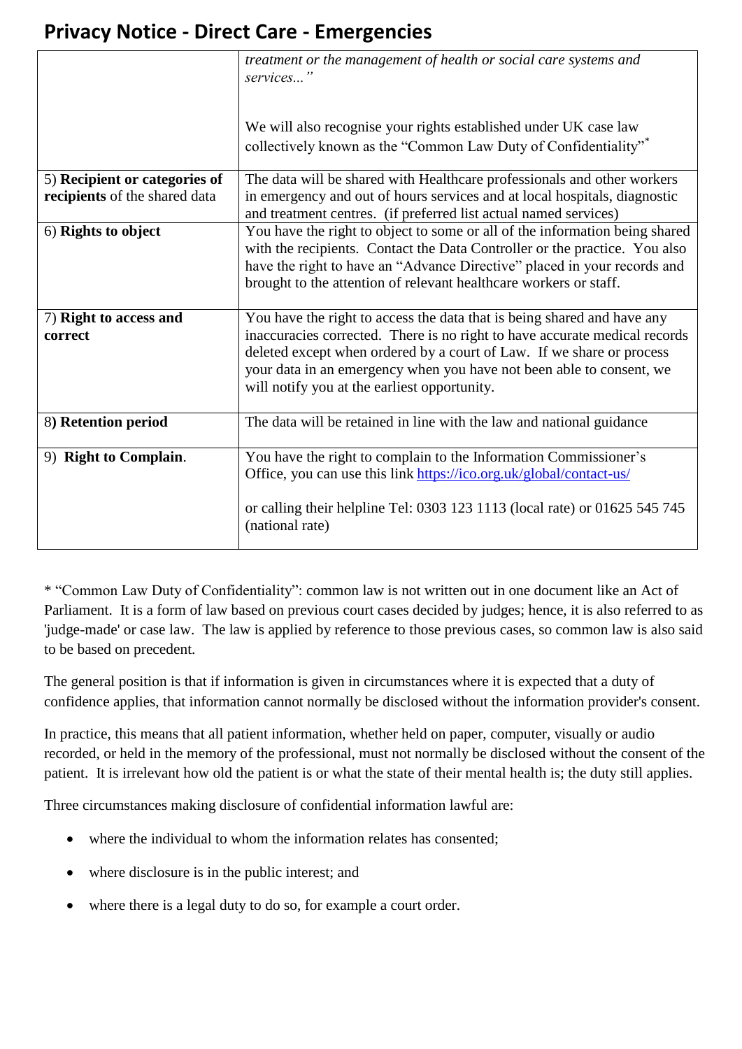# Privacy Notice - Direct Care - Emergencies

| | |
|---|---|
| | *treatment or the management of health or social care systems and services..."*<br><br>We will also recognise your rights established under UK case law collectively known as the "Common Law Duty of Confidentiality"* |
| 5) **Recipient or categories of recipients** of the shared data | The data will be shared with Healthcare professionals and other workers in emergency and out of hours services and at local hospitals, diagnostic and treatment centres. (if preferred list actual named services) |
| 6) **Rights to object** | You have the right to object to some or all of the information being shared with the recipients. Contact the Data Controller or the practice. You also have the right to have an "Advance Directive" placed in your records and brought to the attention of relevant healthcare workers or staff. |
| 7) **Right to access and correct** | You have the right to access the data that is being shared and have any inaccuracies corrected. There is no right to have accurate medical records deleted except when ordered by a court of Law. If we share or process your data in an emergency when you have not been able to consent, we will notify you at the earliest opportunity. |
| 8**) Retention period** | The data will be retained in line with the law and national guidance |
| 9) **Right to Complain**. | You have the right to complain to the Information Commissioner's Office, you can use this link https://ico.org.uk/global/contact-us/<br><br>or calling their helpline Tel: 0303 123 1113 (local rate) or 01625 545 745 (national rate) |

* "Common Law Duty of Confidentiality": common law is not written out in one document like an Act of Parliament. It is a form of law based on previous court cases decided by judges; hence, it is also referred to as 'judge-made' or case law. The law is applied by reference to those previous cases, so common law is also said to be based on precedent.

The general position is that if information is given in circumstances where it is expected that a duty of confidence applies, that information cannot normally be disclosed without the information provider's consent.

In practice, this means that all patient information, whether held on paper, computer, visually or audio recorded, or held in the memory of the professional, must not normally be disclosed without the consent of the patient. It is irrelevant how old the patient is or what the state of their mental health is; the duty still applies.

Three circumstances making disclosure of confidential information lawful are:

- where the individual to whom the information relates has consented;
- where disclosure is in the public interest; and
- where there is a legal duty to do so, for example a court order.